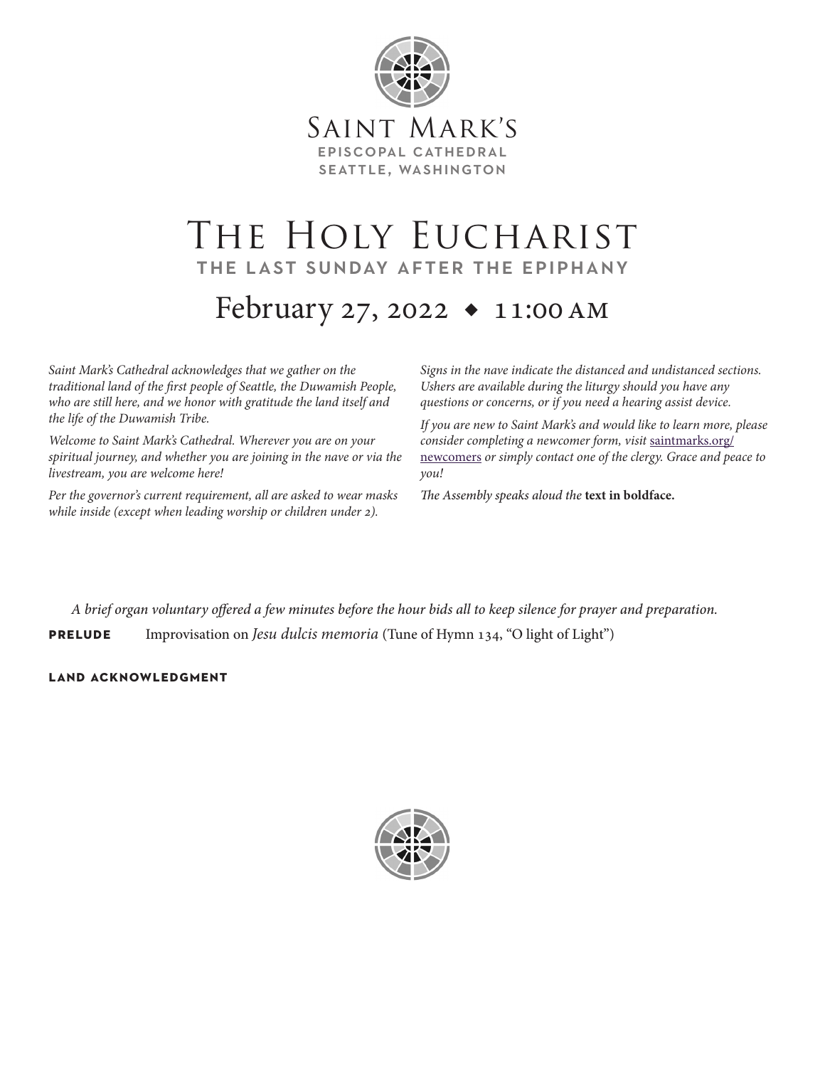# Saint Mark's

**EPISCOPAL CATHEDRAL**
**SEATTLE, WASHINGTON**

# The Holy Eucharist

## THE LAST SUNDAY AFTER THE EPIPHANY

## February 27, 2022 ◆ 11:00 AM

*Saint Mark's Cathedral acknowledges that we gather on the traditional land of the first people of Seattle, the Duwamish People, who are still here, and we honor with gratitude the land itself and the life of the Duwamish Tribe.*

*Welcome to Saint Mark's Cathedral. Wherever you are on your spiritual journey, and whether you are joining in the nave or via the livestream, you are welcome here!*

*Per the governor's current requirement, all are asked to wear masks while inside (except when leading worship or children under 2).*

*Signs in the nave indicate the distanced and undistanced sections. Ushers are available during the liturgy should you have any questions or concerns, or if you need a hearing assist device.*

*If you are new to Saint Mark's and would like to learn more, please consider completing a newcomer form, visit* saintmarks.org/newcomers *or simply contact one of the clergy. Grace and peace to you!*

*The Assembly speaks aloud the* **text in boldface.**

*A brief organ voluntary offered a few minutes before the hour bids all to keep silence for prayer and preparation.*

**PRELUDE** Improvisation on *Jesu dulcis memoria* (Tune of Hymn 134, "O light of Light")

**LAND ACKNOWLEDGMENT**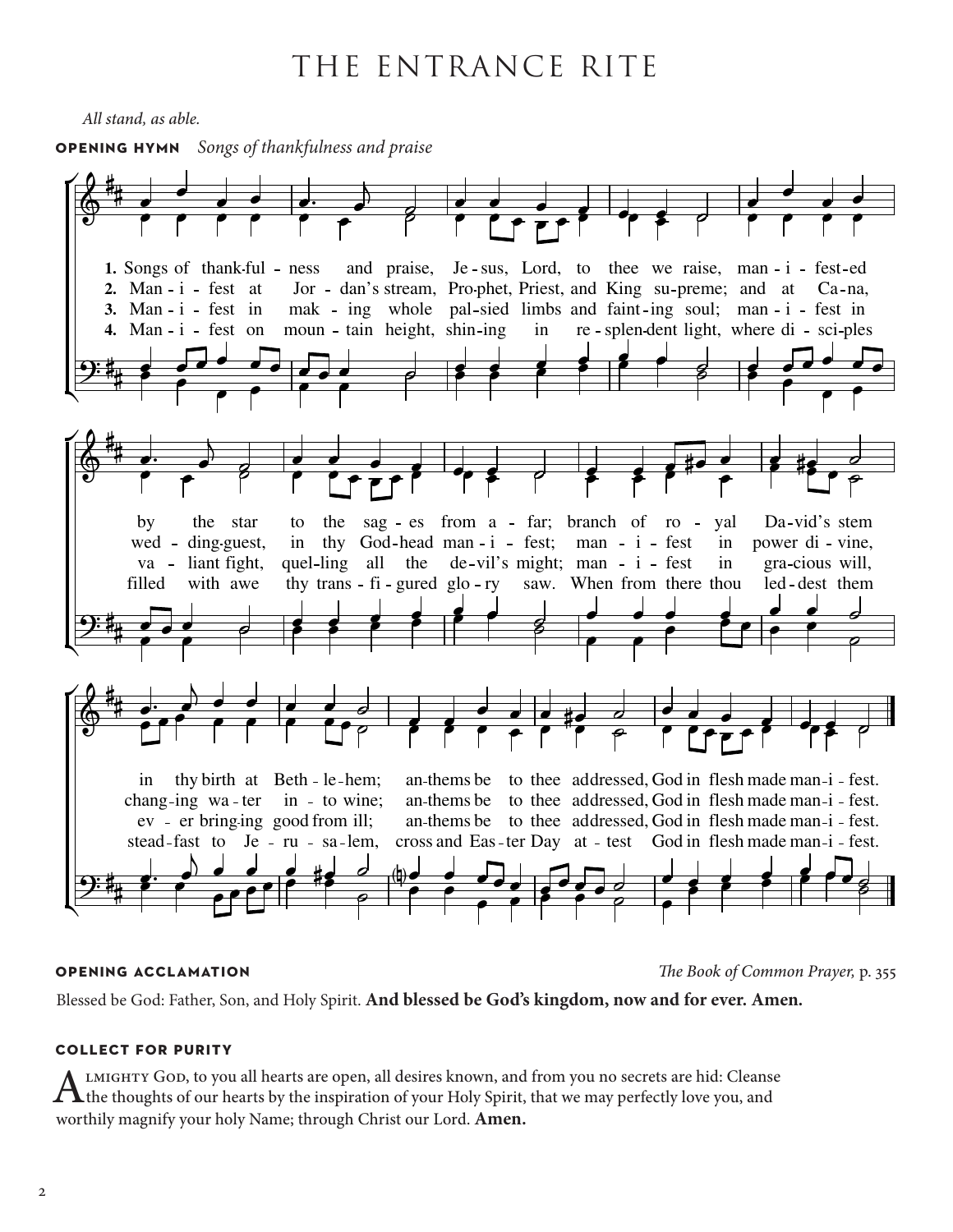# THE ENTRANCE RITE

*All stand, as able.*

**OPENING HYMN** *Songs of thankfulness and praise*

1. Songs of thankfulness and praise, Jesus, Lord, to thee we raise, manifested by the star to the sages from afar; branch of royal David's stem in thy birth at Bethlehem; anthems be to thee addressed, God in flesh made manifest.
2. Manifest at Jordan's stream, Prophet, Priest, and King supreme; and at Cana, wedding-guest, in thy Godhead manifest; manifest in power divine, changing water into wine; anthems be to thee addressed, God in flesh made manifest.
3. Manifest in making whole palsied limbs and fainting soul; manifest in valiant fight, quelling all the devil's might; manifest in gracious will, ever bringing good from ill; anthems be to thee addressed, God in flesh made manifest.
4. Manifest on mountain height, shining in resplendent light, where disciples filled with awe thy transfigured glory saw. When from there thou leddest them steadfast to Jerusalem, cross and Easter Day attest God in flesh made manifest.

**OPENING ACCLAMATION** *The Book of Common Prayer,* p. 355

Blessed be God: Father, Son, and Holy Spirit. **And blessed be God's kingdom, now and for ever. Amen.**

**COLLECT FOR PURITY**

Almighty God, to you all hearts are open, all desires known, and from you no secrets are hid: Cleanse the thoughts of our hearts by the inspiration of your Holy Spirit, that we may perfectly love you, and worthily magnify your holy Name; through Christ our Lord. **Amen.**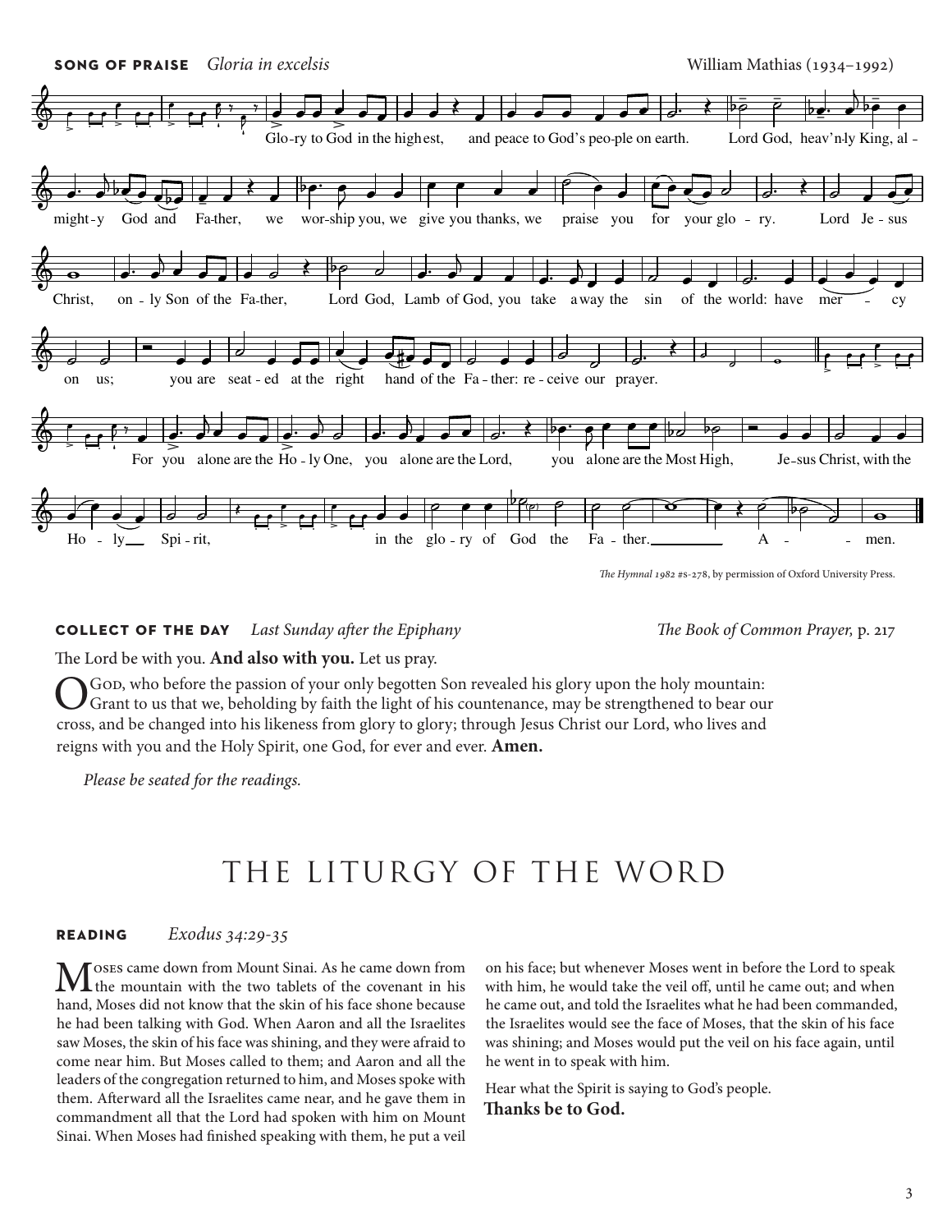**SONG OF PRAISE** *Gloria in excelsis* William Mathias (1934–1992)

Glo-ry to God in the highest, and peace to God's peo-ple on earth. Lord God, heav'n-ly King, al-might-y God and Fa-ther, we wor-ship you, we give you thanks, we praise you for your glo-ry. Lord Je-sus Christ, on-ly Son of the Fa-ther, Lord God, Lamb of God, you take away the sin of the world: have mer-cy on us; you are seat-ed at the right hand of the Fa-ther: re-ceive our prayer. For you alone are the Ho-ly One, you alone are the Lord, you alone are the Most High, Je-sus Christ, with the Ho-ly Spi-rit, in the glo-ry of God the Fa-ther. A-men.

*The Hymnal 1982* #s-278, by permission of Oxford University Press.

**COLLECT OF THE DAY** *Last Sunday after the Epiphany* *The Book of Common Prayer,* p. 217

The Lord be with you. **And also with you.** Let us pray.

O God, who before the passion of your only begotten Son revealed his glory upon the holy mountain: Grant to us that we, beholding by faith the light of his countenance, may be strengthened to bear our cross, and be changed into his likeness from glory to glory; through Jesus Christ our Lord, who lives and reigns with you and the Holy Spirit, one God, for ever and ever. **Amen.**

*Please be seated for the readings.*

# THE LITURGY OF THE WORD

**READING** *Exodus 34:29-35*

Moses came down from Mount Sinai. As he came down from the mountain with the two tablets of the covenant in his hand, Moses did not know that the skin of his face shone because he had been talking with God. When Aaron and all the Israelites saw Moses, the skin of his face was shining, and they were afraid to come near him. But Moses called to them; and Aaron and all the leaders of the congregation returned to him, and Moses spoke with them. Afterward all the Israelites came near, and he gave them in commandment all that the Lord had spoken with him on Mount Sinai. When Moses had finished speaking with them, he put a veil on his face; but whenever Moses went in before the Lord to speak with him, he would take the veil off, until he came out; and when he came out, and told the Israelites what he had been commanded, the Israelites would see the face of Moses, that the skin of his face was shining; and Moses would put the veil on his face again, until he went in to speak with him.

Hear what the Spirit is saying to God's people.
**Thanks be to God.**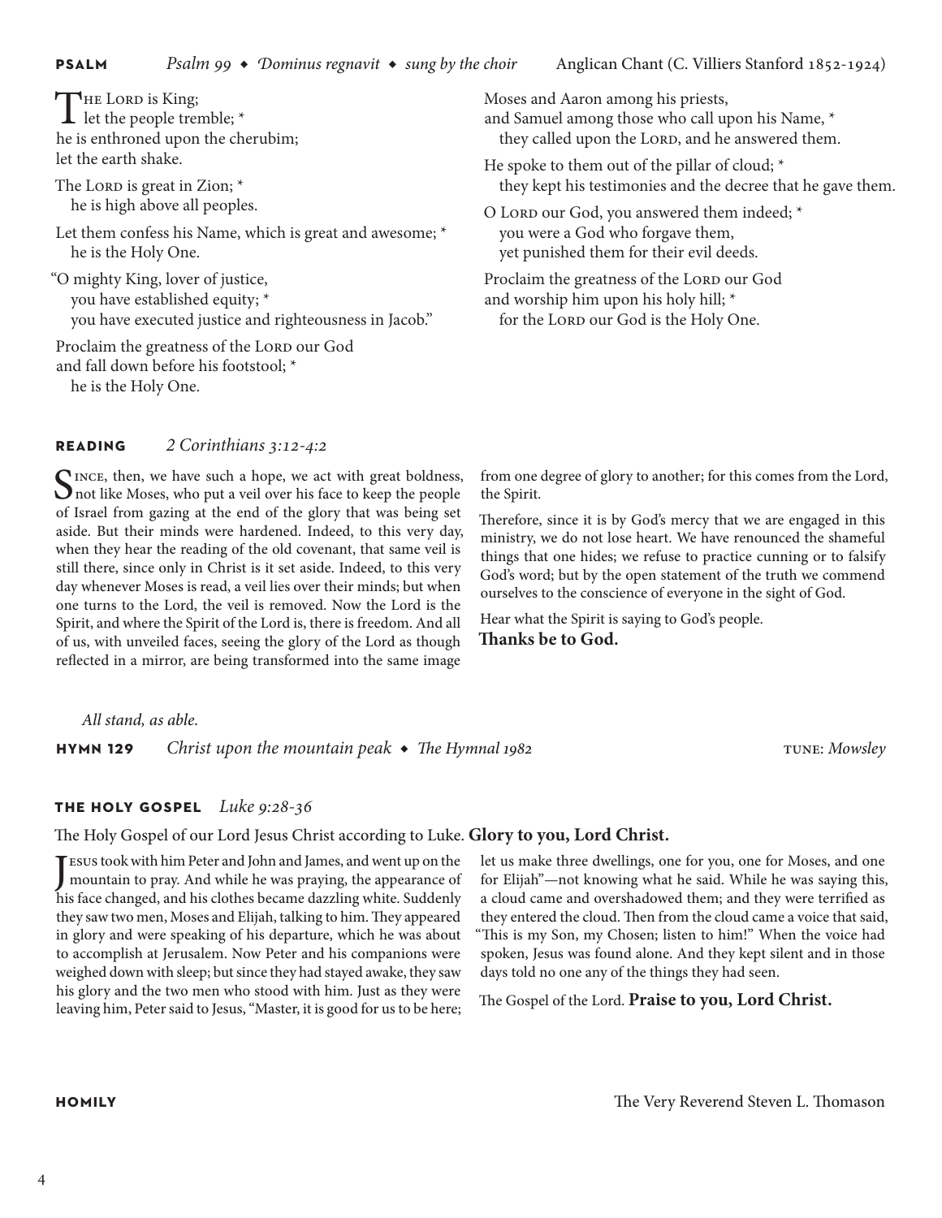**PSALM** *Psalm 99 ◆ Dominus regnavit ◆ sung by the choir* Anglican Chant (C. Villiers Stanford 1852-1924)

THE LORD is King;
let the people tremble; *
he is enthroned upon the cherubim;
let the earth shake.

The LORD is great in Zion; *
he is high above all peoples.

Let them confess his Name, which is great and awesome; *
he is the Holy One.

"O mighty King, lover of justice,
you have established equity; *
you have executed justice and righteousness in Jacob."

Proclaim the greatness of the LORD our God
and fall down before his footstool; *
he is the Holy One.

Moses and Aaron among his priests,
and Samuel among those who call upon his Name, *
they called upon the LORD, and he answered them.

He spoke to them out of the pillar of cloud; *
they kept his testimonies and the decree that he gave them.

O LORD our God, you answered them indeed; *
you were a God who forgave them,
yet punished them for their evil deeds.

Proclaim the greatness of the LORD our God
and worship him upon his holy hill; *
for the LORD our God is the Holy One.

**READING** *2 Corinthians 3:12-4:2*

SINCE, then, we have such a hope, we act with great boldness, not like Moses, who put a veil over his face to keep the people of Israel from gazing at the end of the glory that was being set aside. But their minds were hardened. Indeed, to this very day, when they hear the reading of the old covenant, that same veil is still there, since only in Christ is it set aside. Indeed, to this very day whenever Moses is read, a veil lies over their minds; but when one turns to the Lord, the veil is removed. Now the Lord is the Spirit, and where the Spirit of the Lord is, there is freedom. And all of us, with unveiled faces, seeing the glory of the Lord as though reflected in a mirror, are being transformed into the same image from one degree of glory to another; for this comes from the Lord, the Spirit.

Therefore, since it is by God's mercy that we are engaged in this ministry, we do not lose heart. We have renounced the shameful things that one hides; we refuse to practice cunning or to falsify God's word; but by the open statement of the truth we commend ourselves to the conscience of everyone in the sight of God.

Hear what the Spirit is saying to God's people.
**Thanks be to God.**

*All stand, as able.*

**HYMN 129** *Christ upon the mountain peak ◆ The Hymnal 1982* TUNE: *Mowsley*

**THE HOLY GOSPEL** *Luke 9:28-36*

The Holy Gospel of our Lord Jesus Christ according to Luke. **Glory to you, Lord Christ.**

JESUS took with him Peter and John and James, and went up on the mountain to pray. And while he was praying, the appearance of his face changed, and his clothes became dazzling white. Suddenly they saw two men, Moses and Elijah, talking to him. They appeared in glory and were speaking of his departure, which he was about to accomplish at Jerusalem. Now Peter and his companions were weighed down with sleep; but since they had stayed awake, they saw his glory and the two men who stood with him. Just as they were leaving him, Peter said to Jesus, "Master, it is good for us to be here; let us make three dwellings, one for you, one for Moses, and one for Elijah"—not knowing what he said. While he was saying this, a cloud came and overshadowed them; and they were terrified as they entered the cloud. Then from the cloud came a voice that said, "This is my Son, my Chosen; listen to him!" When the voice had spoken, Jesus was found alone. And they kept silent and in those days told no one any of the things they had seen.

The Gospel of the Lord. **Praise to you, Lord Christ.**

**HOMILY** The Very Reverend Steven L. Thomason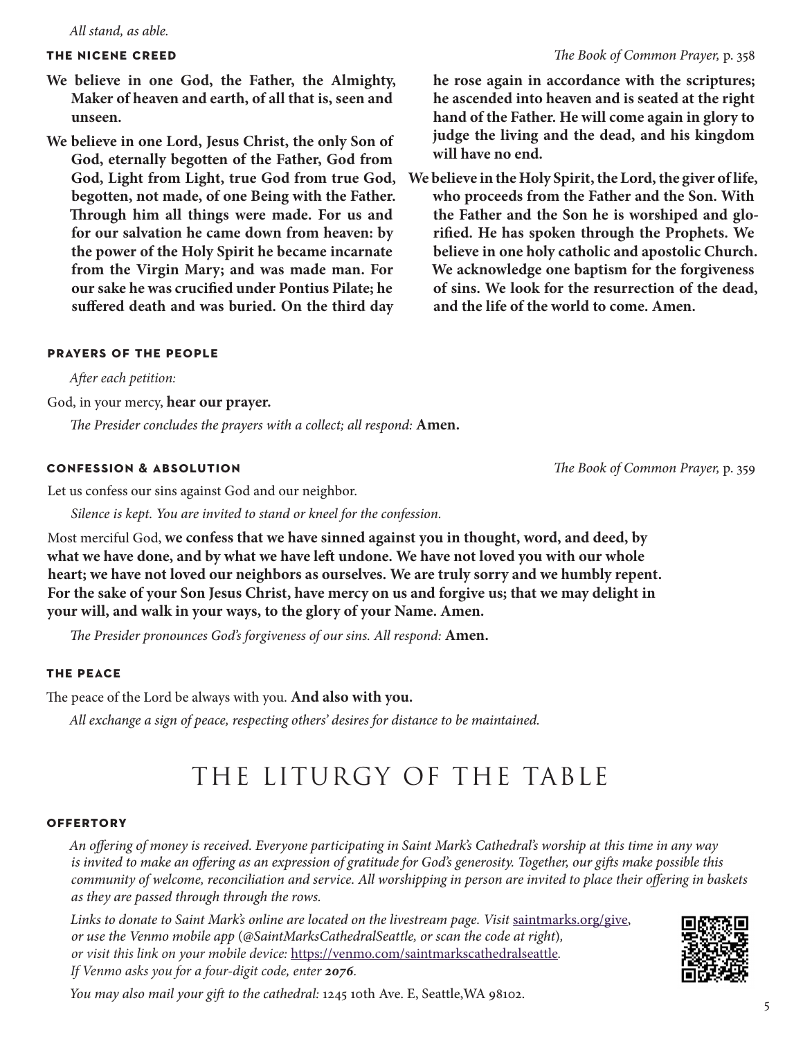*All stand, as able.*

### THE NICENE CREED

*The Book of Common Prayer,* p. 358

**We believe in one God, the Father, the Almighty, Maker of heaven and earth, of all that is, seen and unseen.**

**We believe in one Lord, Jesus Christ, the only Son of God, eternally begotten of the Father, God from God, Light from Light, true God from true God, begotten, not made, of one Being with the Father. Through him all things were made. For us and for our salvation he came down from heaven: by the power of the Holy Spirit he became incarnate from the Virgin Mary; and was made man. For our sake he was crucified under Pontius Pilate; he suffered death and was buried. On the third day he rose again in accordance with the scriptures; he ascended into heaven and is seated at the right hand of the Father. He will come again in glory to judge the living and the dead, and his kingdom will have no end.**

**We believe in the Holy Spirit, the Lord, the giver of life, who proceeds from the Father and the Son. With the Father and the Son he is worshiped and glorified. He has spoken through the Prophets. We believe in one holy catholic and apostolic Church. We acknowledge one baptism for the forgiveness of sins. We look for the resurrection of the dead, and the life of the world to come. Amen.**

### PRAYERS OF THE PEOPLE

*After each petition:*

God, in your mercy, **hear our prayer.**

*The Presider concludes the prayers with a collect; all respond:* **Amen.**

### CONFESSION & ABSOLUTION

*The Book of Common Prayer,* p. 359

Let us confess our sins against God and our neighbor.

*Silence is kept. You are invited to stand or kneel for the confession.*

Most merciful God, **we confess that we have sinned against you in thought, word, and deed, by what we have done, and by what we have left undone. We have not loved you with our whole heart; we have not loved our neighbors as ourselves. We are truly sorry and we humbly repent. For the sake of your Son Jesus Christ, have mercy on us and forgive us; that we may delight in your will, and walk in your ways, to the glory of your Name. Amen.**

*The Presider pronounces God's forgiveness of our sins. All respond:* **Amen.**

### THE PEACE

The peace of the Lord be always with you. **And also with you.**

*All exchange a sign of peace, respecting others' desires for distance to be maintained.*

## THE LITURGY OF THE TABLE

### OFFERTORY

*An offering of money is received. Everyone participating in Saint Mark's Cathedral's worship at this time in any way is invited to make an offering as an expression of gratitude for God's generosity. Together, our gifts make possible this community of welcome, reconciliation and service. All worshipping in person are invited to place their offering in baskets as they are passed through through the rows.*

*Links to donate to Saint Mark's online are located on the livestream page. Visit* saintmarks.org/give*, or use the Venmo mobile app (@SaintMarksCathedralSeattle, or scan the code at right), or visit this link on your mobile device:* https://venmo.com/saintmarkscathedralseattle*. If Venmo asks you for a four-digit code, enter* ***2076****.*

*You may also mail your gift to the cathedral:* 1245 10th Ave. E, Seattle,WA 98102.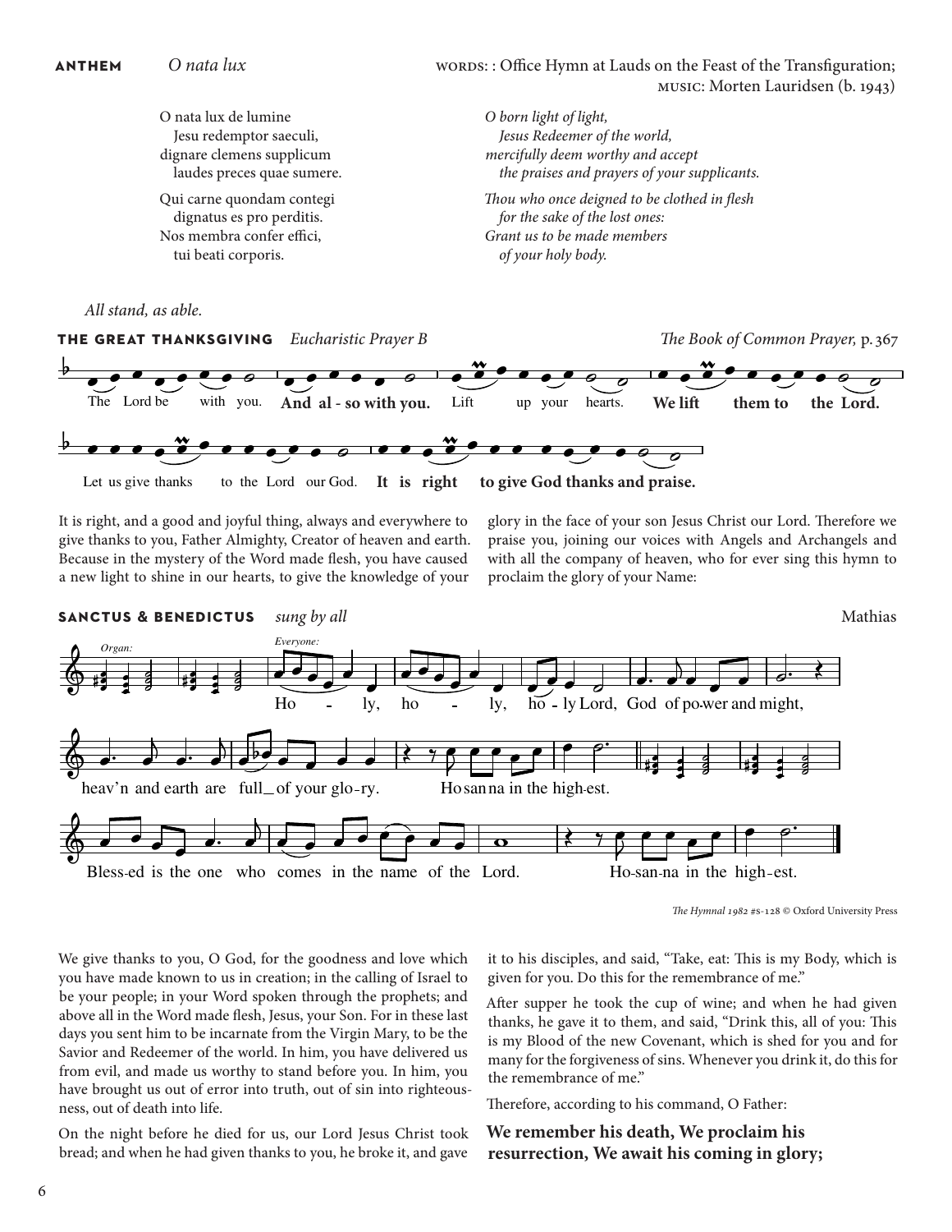**ANTHEM** *O nata lux*

WORDS: : Office Hymn at Lauds on the Feast of the Transfiguration;
MUSIC: Morten Lauridsen (b. 1943)

O nata lux de lumine
Jesu redemptor saeculi,
dignare clemens supplicum
laudes preces quae sumere.

Qui carne quondam contegi
dignatus es pro perditis.
Nos membra confer effici,
tui beati corporis.

*O born light of light,*
*Jesus Redeemer of the world,*
*mercifully deem worthy and accept*
*the praises and prayers of your supplicants.*

*Thou who once deigned to be clothed in flesh*
*for the sake of the lost ones:*
*Grant us to be made members*
*of your holy body.*

*All stand, as able.*

**THE GREAT THANKSGIVING** *Eucharistic Prayer B* — *The Book of Common Prayer,* p. 367

The Lord be with you. **And also with you.** Lift up your hearts. **We lift them to the Lord.**

Let us give thanks to the Lord our God. **It is right to give God thanks and praise.**

It is right, and a good and joyful thing, always and everywhere to give thanks to you, Father Almighty, Creator of heaven and earth. Because in the mystery of the Word made flesh, you have caused a new light to shine in our hearts, to give the knowledge of your glory in the face of your son Jesus Christ our Lord. Therefore we praise you, joining our voices with Angels and Archangels and with all the company of heaven, who for ever sing this hymn to proclaim the glory of your Name:

**SANCTUS & BENEDICTUS** *sung by all* — Mathias

*Organ:* *Everyone:*

Holy, holy, holy Lord, God of power and might,
heav'n and earth are full of your glory. Hosanna in the highest.
Blessed is the one who comes in the name of the Lord. Hosanna in the highest.

*The Hymnal 1982 #S-128 © Oxford University Press*

We give thanks to you, O God, for the goodness and love which you have made known to us in creation; in the calling of Israel to be your people; in your Word spoken through the prophets; and above all in the Word made flesh, Jesus, your Son. For in these last days you sent him to be incarnate from the Virgin Mary, to be the Savior and Redeemer of the world. In him, you have delivered us from evil, and made us worthy to stand before you. In him, you have brought us out of error into truth, out of sin into righteousness, out of death into life.

On the night before he died for us, our Lord Jesus Christ took bread; and when he had given thanks to you, he broke it, and gave it to his disciples, and said, "Take, eat: This is my Body, which is given for you. Do this for the remembrance of me."

After supper he took the cup of wine; and when he had given thanks, he gave it to them, and said, "Drink this, all of you: This is my Blood of the new Covenant, which is shed for you and for many for the forgiveness of sins. Whenever you drink it, do this for the remembrance of me."

Therefore, according to his command, O Father:

**We remember his death, We proclaim his resurrection, We await his coming in glory;**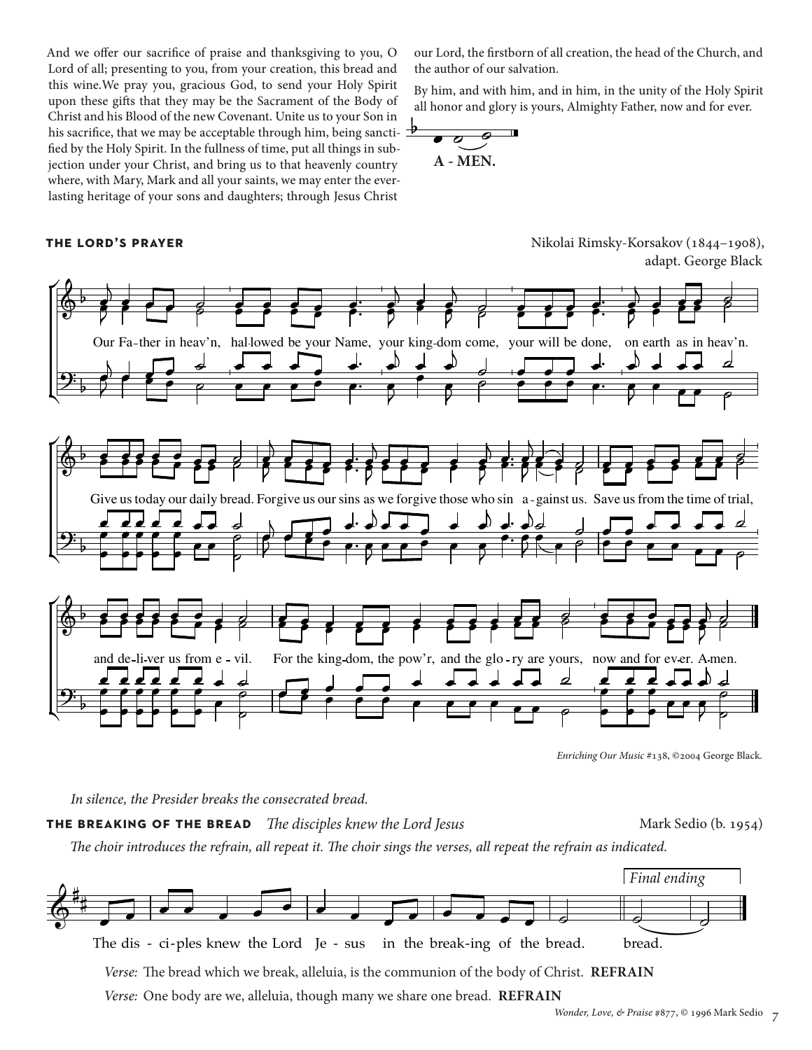And we offer our sacrifice of praise and thanksgiving to you, O Lord of all; presenting to you, from your creation, this bread and this wine. We pray you, gracious God, to send your Holy Spirit upon these gifts that they may be the Sacrament of the Body of Christ and his Blood of the new Covenant. Unite us to your Son in his sacrifice, that we may be acceptable through him, being sanctified by the Holy Spirit. In the fullness of time, put all things in subjection under your Christ, and bring us to that heavenly country where, with Mary, Mark and all your saints, we may enter the everlasting heritage of your sons and daughters; through Jesus Christ our Lord, the firstborn of all creation, the head of the Church, and the author of our salvation.

By him, and with him, and in him, in the unity of the Holy Spirit all honor and glory is yours, Almighty Father, now and for ever.

**A - MEN.**

## THE LORD'S PRAYER

Nikolai Rimsky-Korsakov (1844–1908), adapt. George Black

Our Father in heav'n, hallowed be your Name, your kingdom come, your will be done, on earth as in heav'n.

Give us today our daily bread. Forgive us our sins as we forgive those who sin against us. Save us from the time of trial,

and deliver us from evil. For the kingdom, the pow'r, and the glory are yours, now and for ever. Amen.

*Enriching Our Music* #138, ©2004 George Black.

*In silence, the Presider breaks the consecrated bread.*

## THE BREAKING OF THE BREAD *The disciples knew the Lord Jesus*

Mark Sedio (b. 1954)

*The choir introduces the refrain, all repeat it. The choir sings the verses, all repeat the refrain as indicated.*

The disciples knew the Lord Jesus in the breaking of the bread. *Final ending* bread.

*Verse:* The bread which we break, alleluia, is the communion of the body of Christ. **REFRAIN**

*Verse:* One body are we, alleluia, though many we share one bread. **REFRAIN**

*Wonder, Love, & Praise* #877, © 1996 Mark Sedio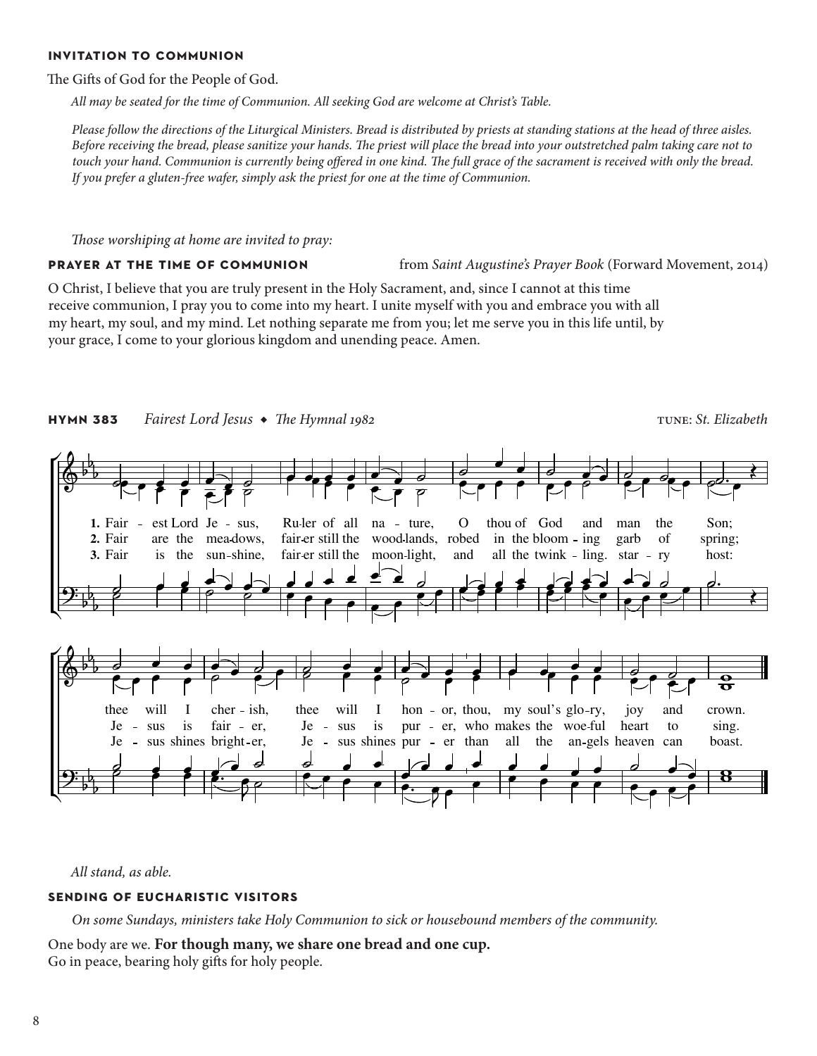### INVITATION TO COMMUNION

The Gifts of God for the People of God.

*All may be seated for the time of Communion. All seeking God are welcome at Christ's Table.*

*Please follow the directions of the Liturgical Ministers. Bread is distributed by priests at standing stations at the head of three aisles. Before receiving the bread, please sanitize your hands. The priest will place the bread into your outstretched palm taking care not to touch your hand. Communion is currently being offered in one kind. The full grace of the sacrament is received with only the bread. If you prefer a gluten-free wafer, simply ask the priest for one at the time of Communion.*

*Those worshiping at home are invited to pray:*

### PRAYER AT THE TIME OF COMMUNION

from *Saint Augustine's Prayer Book* (Forward Movement, 2014)

O Christ, I believe that you are truly present in the Holy Sacrament, and, since I cannot at this time receive communion, I pray you to come into my heart. I unite myself with you and embrace you with all my heart, my soul, and my mind. Let nothing separate me from you; let me serve you in this life until, by your grace, I come to your glorious kingdom and unending peace. Amen.

### HYMN 383 *Fairest Lord Jesus* ◆ *The Hymnal 1982*

TUNE: *St. Elizabeth*

1. Fairest Lord Jesus, Ruler of all nature, O thou of God and man the Son; thee will I cherish, thee will I honor, thou, my soul's glory, joy and crown.
2. Fair are the meadows, fairer still the woodlands, robed in the blooming garb of spring; Jesus is fairer, Jesus is purer, who makes the woeful heart to sing.
3. Fair is the sunshine, fairer still the moonlight, and all the twinkling, starry host: Jesus shines brighter, Jesus shines purer than all the angels heaven can boast.

*All stand, as able.*

### SENDING OF EUCHARISTIC VISITORS

*On some Sundays, ministers take Holy Communion to sick or housebound members of the community.*

One body are we. **For though many, we share one bread and one cup.**
Go in peace, bearing holy gifts for holy people.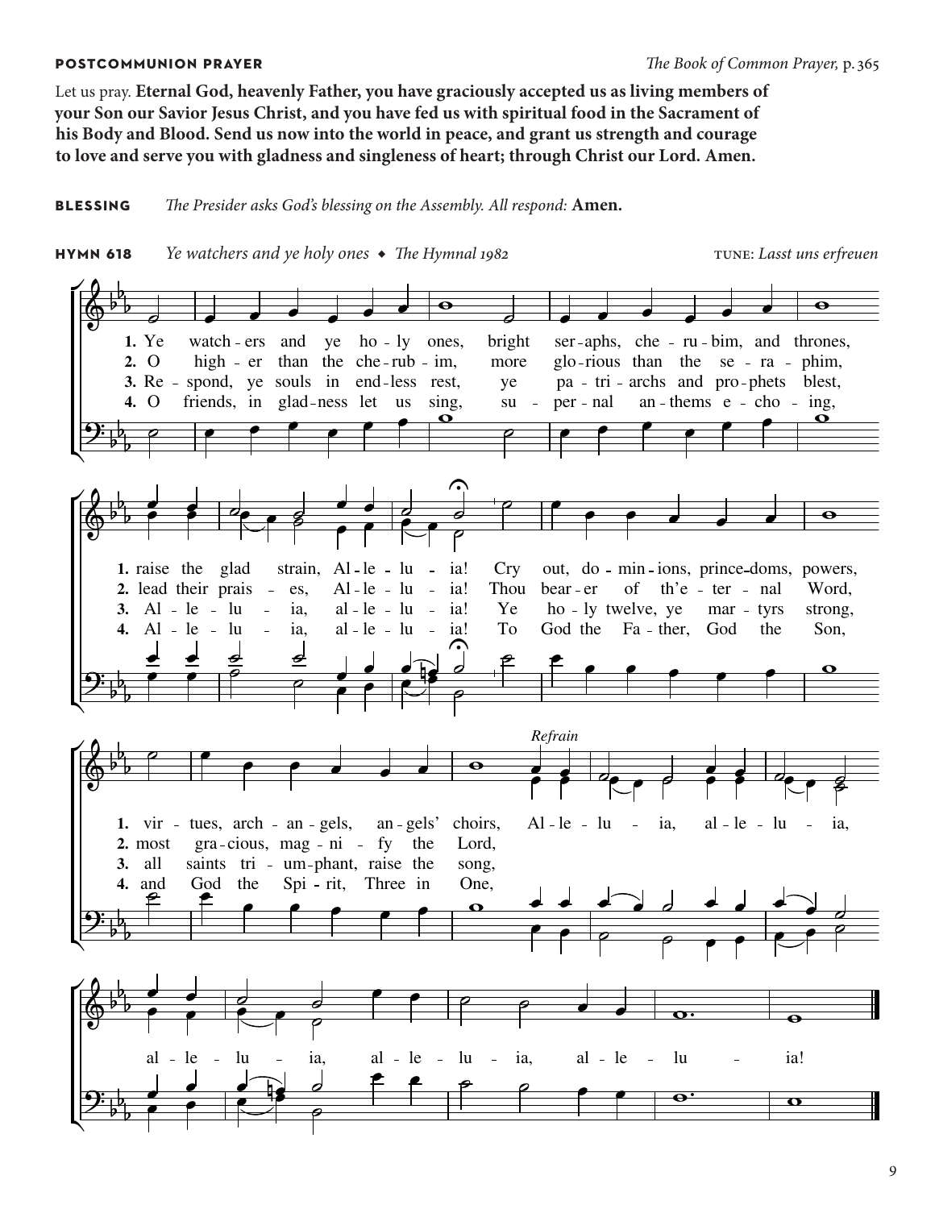**POSTCOMMUNION PRAYER** *The Book of Common Prayer,* p. 365

Let us pray. **Eternal God, heavenly Father, you have graciously accepted us as living members of your Son our Savior Jesus Christ, and you have fed us with spiritual food in the Sacrament of his Body and Blood. Send us now into the world in peace, and grant us strength and courage to love and serve you with gladness and singleness of heart; through Christ our Lord. Amen.**

**BLESSING** *The Presider asks God's blessing on the Assembly. All respond:* **Amen.**

**HYMN 618** *Ye watchers and ye holy ones* ◆ *The Hymnal 1982* TUNE: *Lasst uns erfreuen*

1. Ye watchers and ye holy ones, bright seraphs, cherubim, and thrones, raise the glad strain, Alleluia! Cry out, dominions, princedoms, powers, virtues, archangels, angels' choirs,

2. O higher than the cherubim, more glorious than the seraphim, lead their praises, Alleluia! Thou bearer of th'eternal Word, most gracious, magnify the Lord,

3. Respond, ye souls in endless rest, ye patriarchs and prophets blest, Alleluia, alleluia! Ye holy twelve, ye martyrs strong, all saints triumphant, raise the song,

4. O friends, in gladness let us sing, supernal anthems echoing, Alleluia, alleluia! To God the Father, God the Son, and God the Spirit, Three in One,

*Refrain*
Alleluia, alleluia, alleluia, alleluia, alleluia!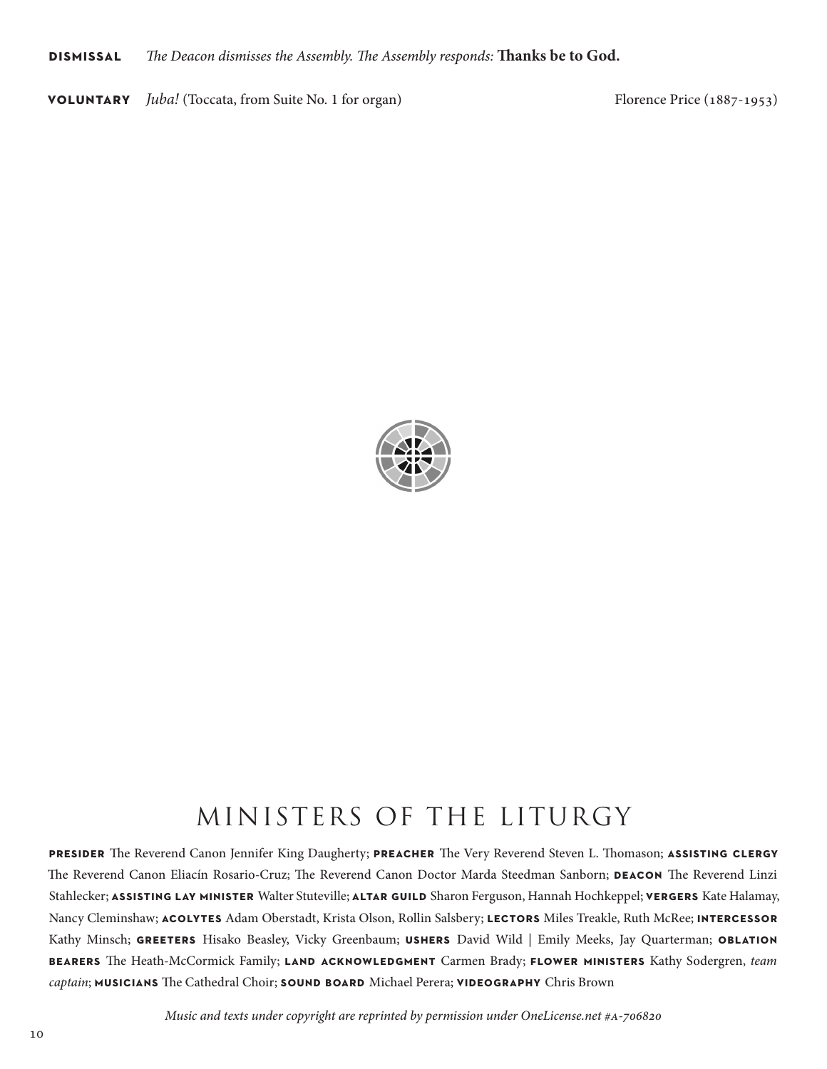**DISMISSAL** *The Deacon dismisses the Assembly. The Assembly responds:* **Thanks be to God.**

**VOLUNTARY** *Juba!* (Toccata, from Suite No. 1 for organ) Florence Price (1887-1953)

## MINISTERS OF THE LITURGY

**PRESIDER** The Reverend Canon Jennifer King Daugherty; **PREACHER** The Very Reverend Steven L. Thomason; **ASSISTING CLERGY** The Reverend Canon Eliacín Rosario-Cruz; The Reverend Canon Doctor Marda Steedman Sanborn; **DEACON** The Reverend Linzi Stahlecker; **ASSISTING LAY MINISTER** Walter Stuteville; **ALTAR GUILD** Sharon Ferguson, Hannah Hochkeppel; **VERGERS** Kate Halamay, Nancy Cleminshaw; **ACOLYTES** Adam Oberstadt, Krista Olson, Rollin Salsbery; **LECTORS** Miles Treakle, Ruth McRee; **INTERCESSOR** Kathy Minsch; **GREETERS** Hisako Beasley, Vicky Greenbaum; **USHERS** David Wild | Emily Meeks, Jay Quarterman; **OBLATION BEARERS** The Heath-McCormick Family; **LAND ACKNOWLEDGMENT** Carmen Brady; **FLOWER MINISTERS** Kathy Sodergren, *team captain*; **MUSICIANS** The Cathedral Choir; **SOUND BOARD** Michael Perera; **VIDEOGRAPHY** Chris Brown

*Music and texts under copyright are reprinted by permission under OneLicense.net #A-706820*